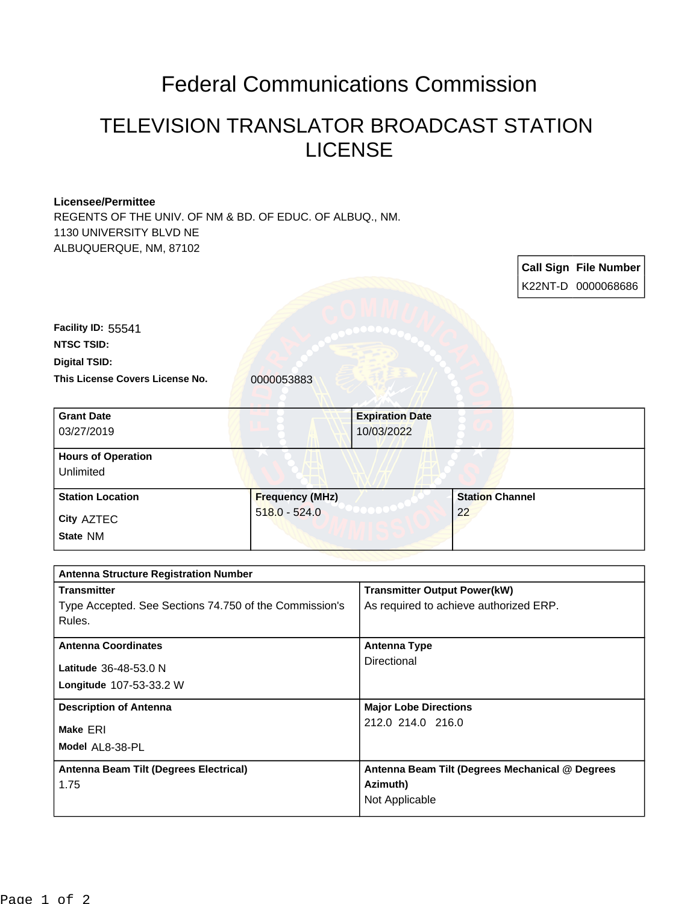# Federal Communications Commission

## TELEVISION TRANSLATOR BROADCAST STATION LICENSE

**Licensee/Permittee**
REGENTS OF THE UNIV. OF NM & BD. OF EDUC. OF ALBUQ., NM.
1130 UNIVERSITY BLVD NE
ALBUQUERQUE, NM, 87102

| Call Sign | File Number |
|---|---|
| K22NT-D | 0000068686 |

**Facility ID:** 55541
**NTSC TSID:**
**Digital TSID:**
**This License Covers License No.** 0000053883

| **Grant Date** | **Expiration Date** |
|---|---|
| 03/27/2019 | 10/03/2022 |

**Hours of Operation**
Unlimited

| **Station Location** | **Frequency (MHz)** | **Station Channel** |
|---|---|---|
| City AZTEC<br>State NM | 518.0 - 524.0 | 22 |

**Antenna Structure Registration Number**

| | |
|---|---|
| **Transmitter**<br>Type Accepted. See Sections 74.750 of the Commission's Rules. | **Transmitter Output Power(kW)**<br>As required to achieve authorized ERP. |
| **Antenna Coordinates**<br>Latitude 36-48-53.0 N<br>Longitude 107-53-33.2 W | **Antenna Type**<br>Directional |
| **Description of Antenna**<br>Make ERI<br>Model AL8-38-PL | **Major Lobe Directions**<br>212.0 214.0 216.0 |
| **Antenna Beam Tilt (Degrees Electrical)**<br>1.75 | **Antenna Beam Tilt (Degrees Mechanical @ Degrees Azimuth)**<br>Not Applicable |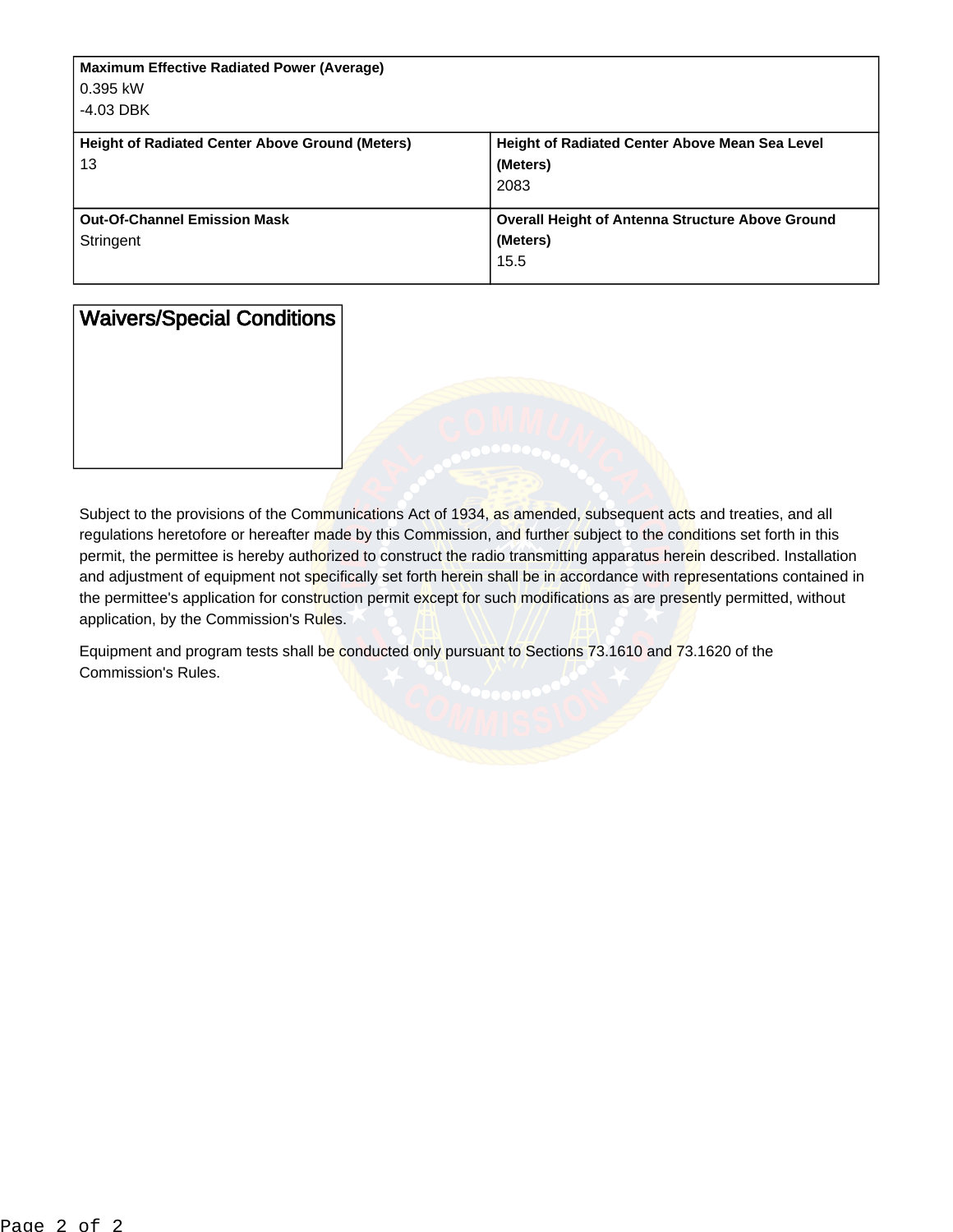| | |
|---|---|
| **Maximum Effective Radiated Power (Average)**<br>0.395 kW<br>-4.03 DBK | |
| **Height of Radiated Center Above Ground (Meters)**<br>13 | **Height of Radiated Center Above Mean Sea Level (Meters)**<br>2083 |
| **Out-Of-Channel Emission Mask**<br>Stringent | **Overall Height of Antenna Structure Above Ground (Meters)**<br>15.5 |

## Waivers/Special Conditions

Subject to the provisions of the Communications Act of 1934, as amended, subsequent acts and treaties, and all regulations heretofore or hereafter made by this Commission, and further subject to the conditions set forth in this permit, the permittee is hereby authorized to construct the radio transmitting apparatus herein described. Installation and adjustment of equipment not specifically set forth herein shall be in accordance with representations contained in the permittee's application for construction permit except for such modifications as are presently permitted, without application, by the Commission's Rules.

Equipment and program tests shall be conducted only pursuant to Sections 73.1610 and 73.1620 of the Commission's Rules.